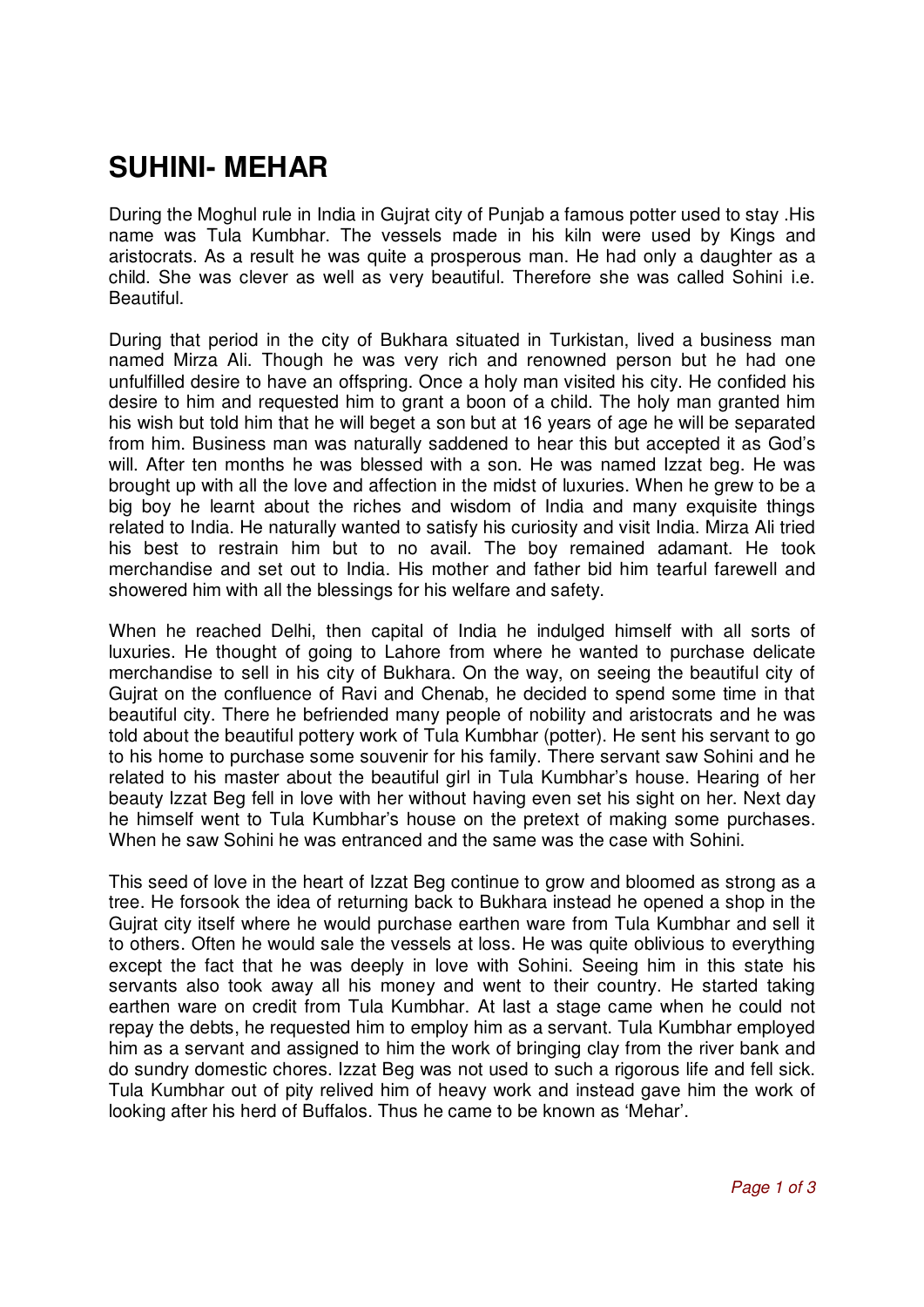# SUHINI- MEHAR

During the Moghul rule in India in Gujrat city of Punjab a famous potter used to stay .His name was Tula Kumbhar. The vessels made in his kiln were used by Kings and aristocrats. As a result he was quite a prosperous man. He had only a daughter as a child. She was clever as well as very beautiful. Therefore she was called Sohini i.e. Beautiful.

During that period in the city of Bukhara situated in Turkistan, lived a business man named Mirza Ali. Though he was very rich and renowned person but he had one unfulfilled desire to have an offspring. Once a holy man visited his city. He confided his desire to him and requested him to grant a boon of a child. The holy man granted him his wish but told him that he will beget a son but at 16 years of age he will be separated from him. Business man was naturally saddened to hear this but accepted it as God's will. After ten months he was blessed with a son. He was named Izzat beg. He was brought up with all the love and affection in the midst of luxuries. When he grew to be a big boy he learnt about the riches and wisdom of India and many exquisite things related to India. He naturally wanted to satisfy his curiosity and visit India. Mirza Ali tried his best to restrain him but to no avail. The boy remained adamant. He took merchandise and set out to India. His mother and father bid him tearful farewell and showered him with all the blessings for his welfare and safety.

When he reached Delhi, then capital of India he indulged himself with all sorts of luxuries. He thought of going to Lahore from where he wanted to purchase delicate merchandise to sell in his city of Bukhara. On the way, on seeing the beautiful city of Gujrat on the confluence of Ravi and Chenab, he decided to spend some time in that beautiful city. There he befriended many people of nobility and aristocrats and he was told about the beautiful pottery work of Tula Kumbhar (potter). He sent his servant to go to his home to purchase some souvenir for his family. There servant saw Sohini and he related to his master about the beautiful girl in Tula Kumbhar's house. Hearing of her beauty Izzat Beg fell in love with her without having even set his sight on her. Next day he himself went to Tula Kumbhar's house on the pretext of making some purchases. When he saw Sohini he was entranced and the same was the case with Sohini.

This seed of love in the heart of Izzat Beg continue to grow and bloomed as strong as a tree. He forsook the idea of returning back to Bukhara instead he opened a shop in the Gujrat city itself where he would purchase earthen ware from Tula Kumbhar and sell it to others. Often he would sale the vessels at loss. He was quite oblivious to everything except the fact that he was deeply in love with Sohini. Seeing him in this state his servants also took away all his money and went to their country. He started taking earthen ware on credit from Tula Kumbhar. At last a stage came when he could not repay the debts, he requested him to employ him as a servant. Tula Kumbhar employed him as a servant and assigned to him the work of bringing clay from the river bank and do sundry domestic chores. Izzat Beg was not used to such a rigorous life and fell sick. Tula Kumbhar out of pity relived him of heavy work and instead gave him the work of looking after his herd of Buffalos. Thus he came to be known as 'Mehar'.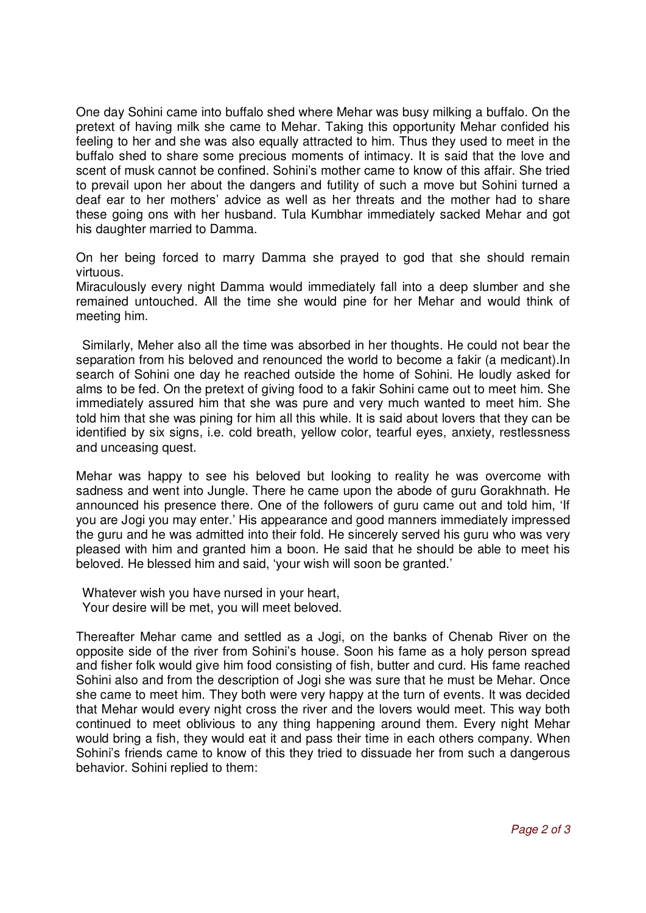One day Sohini came into buffalo shed where Mehar was busy milking a buffalo. On the pretext of having milk she came to Mehar. Taking this opportunity Mehar confided his feeling to her and she was also equally attracted to him. Thus they used to meet in the buffalo shed to share some precious moments of intimacy. It is said that the love and scent of musk cannot be confined. Sohini's mother came to know of this affair. She tried to prevail upon her about the dangers and futility of such a move but Sohini turned a deaf ear to her mothers' advice as well as her threats and the mother had to share these going ons with her husband. Tula Kumbhar immediately sacked Mehar and got his daughter married to Damma.

On her being forced to marry Damma she prayed to god that she should remain virtuous.
Miraculously every night Damma would immediately fall into a deep slumber and she remained untouched. All the time she would pine for her Mehar and would think of meeting him.

Similarly, Meher also all the time was absorbed in her thoughts. He could not bear the separation from his beloved and renounced the world to become a fakir (a medicant).In search of Sohini one day he reached outside the home of Sohini. He loudly asked for alms to be fed. On the pretext of giving food to a fakir Sohini came out to meet him. She immediately assured him that she was pure and very much wanted to meet him. She told him that she was pining for him all this while. It is said about lovers that they can be identified by six signs, i.e. cold breath, yellow color, tearful eyes, anxiety, restlessness and unceasing quest.

Mehar was happy to see his beloved but looking to reality he was overcome with sadness and went into Jungle. There he came upon the abode of guru Gorakhnath. He announced his presence there. One of the followers of guru came out and told him, 'If you are Jogi you may enter.' His appearance and good manners immediately impressed the guru and he was admitted into their fold. He sincerely served his guru who was very pleased with him and granted him a boon. He said that he should be able to meet his beloved. He blessed him and said, 'your wish will soon be granted.'

Whatever wish you have nursed in your heart,
Your desire will be met, you will meet beloved.

Thereafter Mehar came and settled as a Jogi, on the banks of Chenab River on the opposite side of the river from Sohini's house. Soon his fame as a holy person spread and fisher folk would give him food consisting of fish, butter and curd. His fame reached Sohini also and from the description of Jogi she was sure that he must be Mehar. Once she came to meet him. They both were very happy at the turn of events. It was decided that Mehar would every night cross the river and the lovers would meet. This way both continued to meet oblivious to any thing happening around them. Every night Mehar would bring a fish, they would eat it and pass their time in each others company. When Sohini's friends came to know of this they tried to dissuade her from such a dangerous behavior. Sohini replied to them: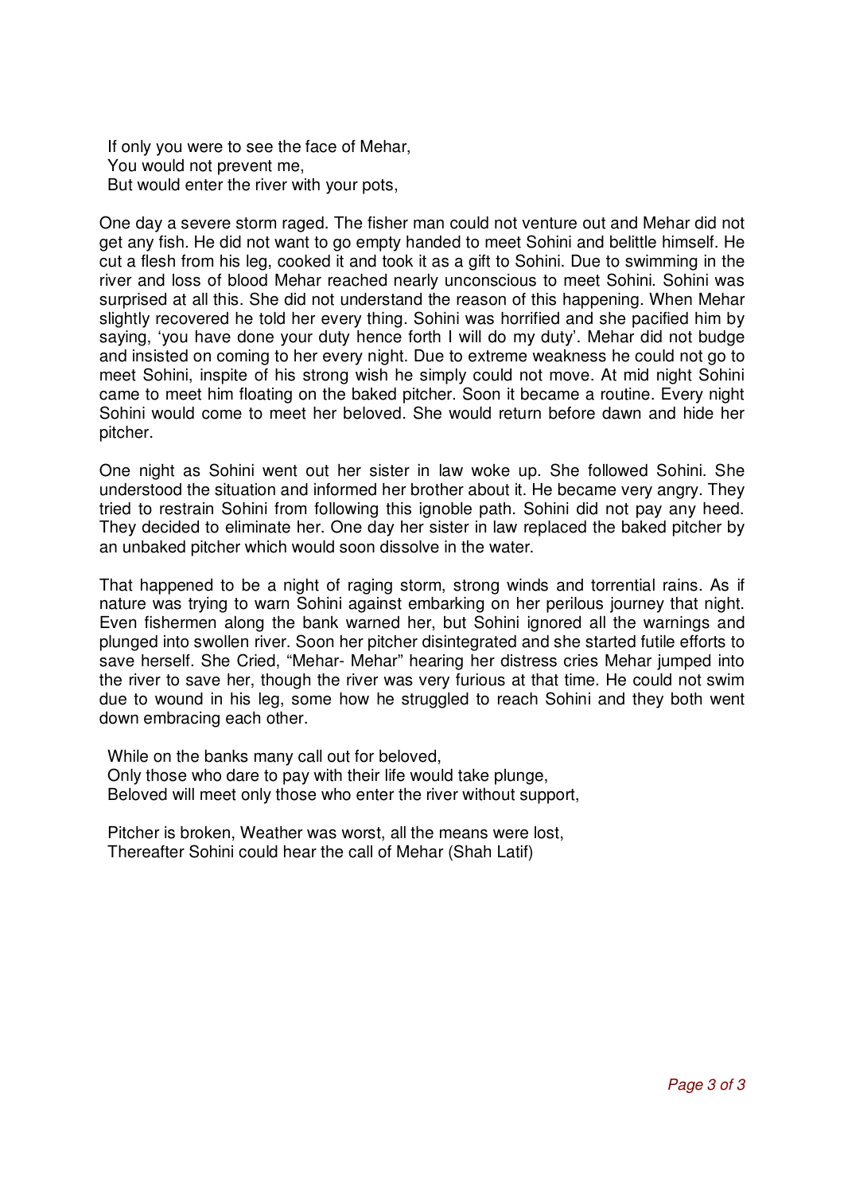If only you were to see the face of Mehar,  
You would not prevent me,  
But would enter the river with your pots,

One day a severe storm raged. The fisher man could not venture out and Mehar did not get any fish. He did not want to go empty handed to meet Sohini and belittle himself. He cut a flesh from his leg, cooked it and took it as a gift to Sohini. Due to swimming in the river and loss of blood Mehar reached nearly unconscious to meet Sohini. Sohini was surprised at all this. She did not understand the reason of this happening. When Mehar slightly recovered he told her every thing. Sohini was horrified and she pacified him by saying, 'you have done your duty hence forth I will do my duty'. Mehar did not budge and insisted on coming to her every night. Due to extreme weakness he could not go to meet Sohini, inspite of his strong wish he simply could not move. At mid night Sohini came to meet him floating on the baked pitcher. Soon it became a routine. Every night Sohini would come to meet her beloved. She would return before dawn and hide her pitcher.

One night as Sohini went out her sister in law woke up. She followed Sohini. She understood the situation and informed her brother about it. He became very angry. They tried to restrain Sohini from following this ignoble path. Sohini did not pay any heed. They decided to eliminate her. One day her sister in law replaced the baked pitcher by an unbaked pitcher which would soon dissolve in the water.

That happened to be a night of raging storm, strong winds and torrential rains. As if nature was trying to warn Sohini against embarking on her perilous journey that night. Even fishermen along the bank warned her, but Sohini ignored all the warnings and plunged into swollen river. Soon her pitcher disintegrated and she started futile efforts to save herself. She Cried, "Mehar- Mehar" hearing her distress cries Mehar jumped into the river to save her, though the river was very furious at that time. He could not swim due to wound in his leg, some how he struggled to reach Sohini and they both went down embracing each other.

While on the banks many call out for beloved,  
Only those who dare to pay with their life would take plunge,  
Beloved will meet only those who enter the river without support,

Pitcher is broken, Weather was worst, all the means were lost,  
Thereafter Sohini could hear the call of Mehar (Shah Latif)